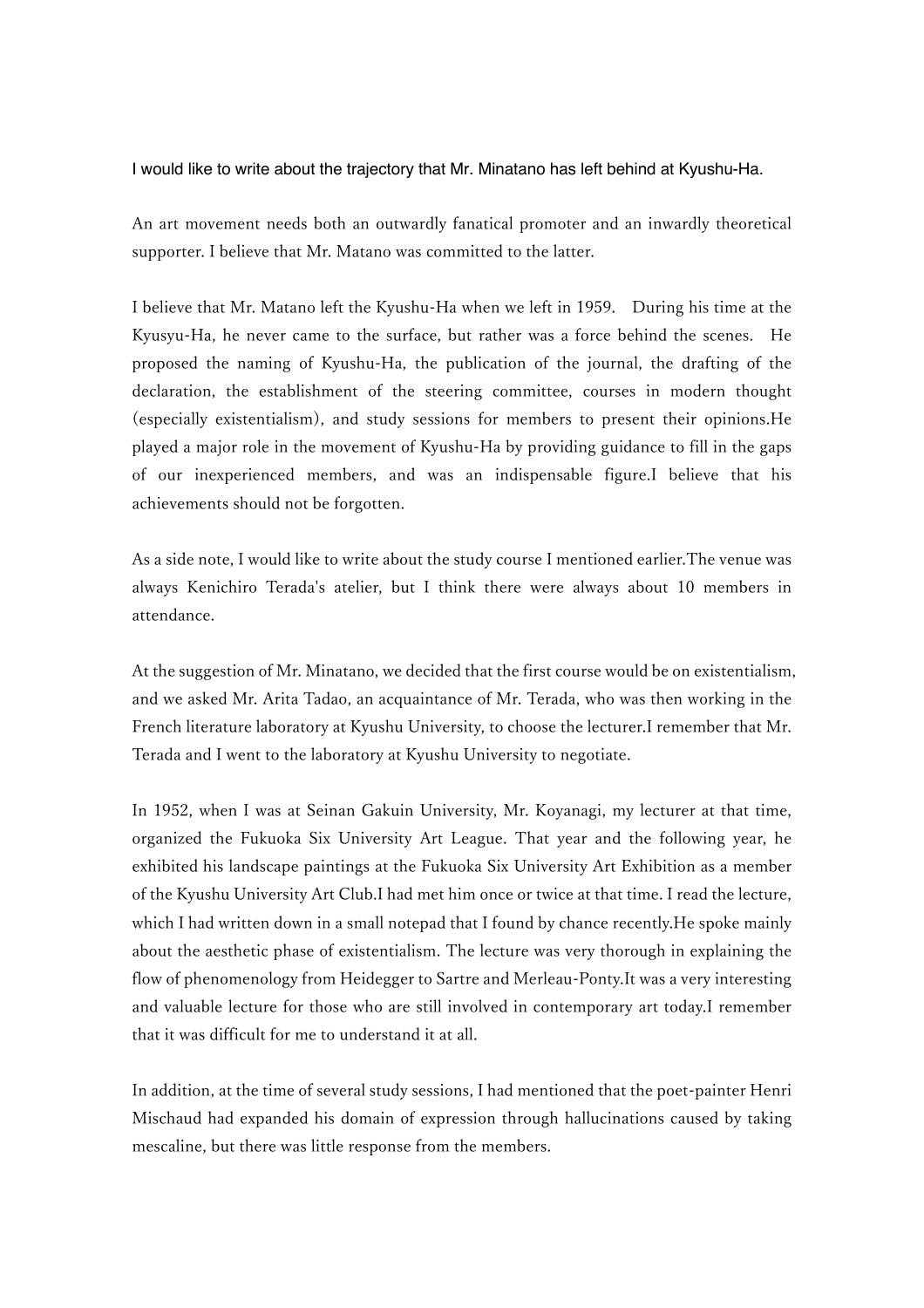I would like to write about the trajectory that Mr. Minatano has left behind at Kyushu-Ha.

An art movement needs both an outwardly fanatical promoter and an inwardly theoretical supporter. I believe that Mr. Matano was committed to the latter.

I believe that Mr. Matano left the Kyushu-Ha when we left in 1959.　During his time at the Kyusyu-Ha, he never came to the surface, but rather was a force behind the scenes.　He proposed the naming of Kyushu-Ha, the publication of the journal, the drafting of the declaration, the establishment of the steering committee, courses in modern thought (especially existentialism), and study sessions for members to present their opinions.He played a major role in the movement of Kyushu-Ha by providing guidance to fill in the gaps of our inexperienced members, and was an indispensable figure.I believe that his achievements should not be forgotten.

As a side note, I would like to write about the study course I mentioned earlier.The venue was always Kenichiro Terada's atelier, but I think there were always about 10 members in attendance.

At the suggestion of Mr. Minatano, we decided that the first course would be on existentialism, and we asked Mr. Arita Tadao, an acquaintance of Mr. Terada, who was then working in the French literature laboratory at Kyushu University, to choose the lecturer.I remember that Mr. Terada and I went to the laboratory at Kyushu University to negotiate.

In 1952, when I was at Seinan Gakuin University, Mr. Koyanagi, my lecturer at that time, organized the Fukuoka Six University Art League. That year and the following year, he exhibited his landscape paintings at the Fukuoka Six University Art Exhibition as a member of the Kyushu University Art Club.I had met him once or twice at that time. I read the lecture, which I had written down in a small notepad that I found by chance recently.He spoke mainly about the aesthetic phase of existentialism. The lecture was very thorough in explaining the flow of phenomenology from Heidegger to Sartre and Merleau-Ponty.It was a very interesting and valuable lecture for those who are still involved in contemporary art today.I remember that it was difficult for me to understand it at all.

In addition, at the time of several study sessions, I had mentioned that the poet-painter Henri Mischaud had expanded his domain of expression through hallucinations caused by taking mescaline, but there was little response from the members.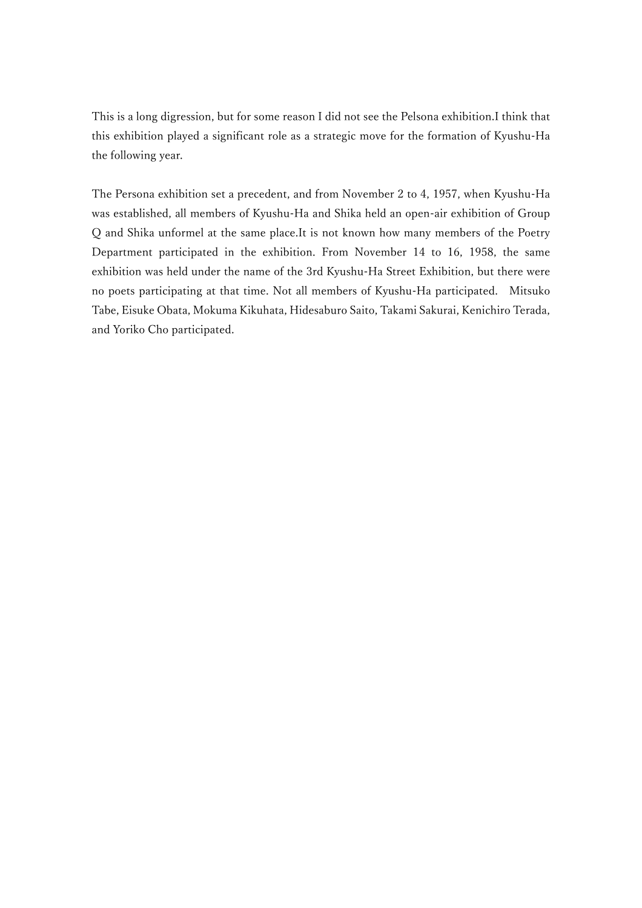This is a long digression, but for some reason I did not see the Pelsona exhibition.I think that this exhibition played a significant role as a strategic move for the formation of Kyushu-Ha the following year.

The Persona exhibition set a precedent, and from November 2 to 4, 1957, when Kyushu-Ha was established, all members of Kyushu-Ha and Shika held an open-air exhibition of Group Q and Shika unformel at the same place.It is not known how many members of the Poetry Department participated in the exhibition. From November 14 to 16, 1958, the same exhibition was held under the name of the 3rd Kyushu-Ha Street Exhibition, but there were no poets participating at that time. Not all members of Kyushu-Ha participated.　Mitsuko Tabe, Eisuke Obata, Mokuma Kikuhata, Hidesaburo Saito, Takami Sakurai, Kenichiro Terada, and Yoriko Cho participated.